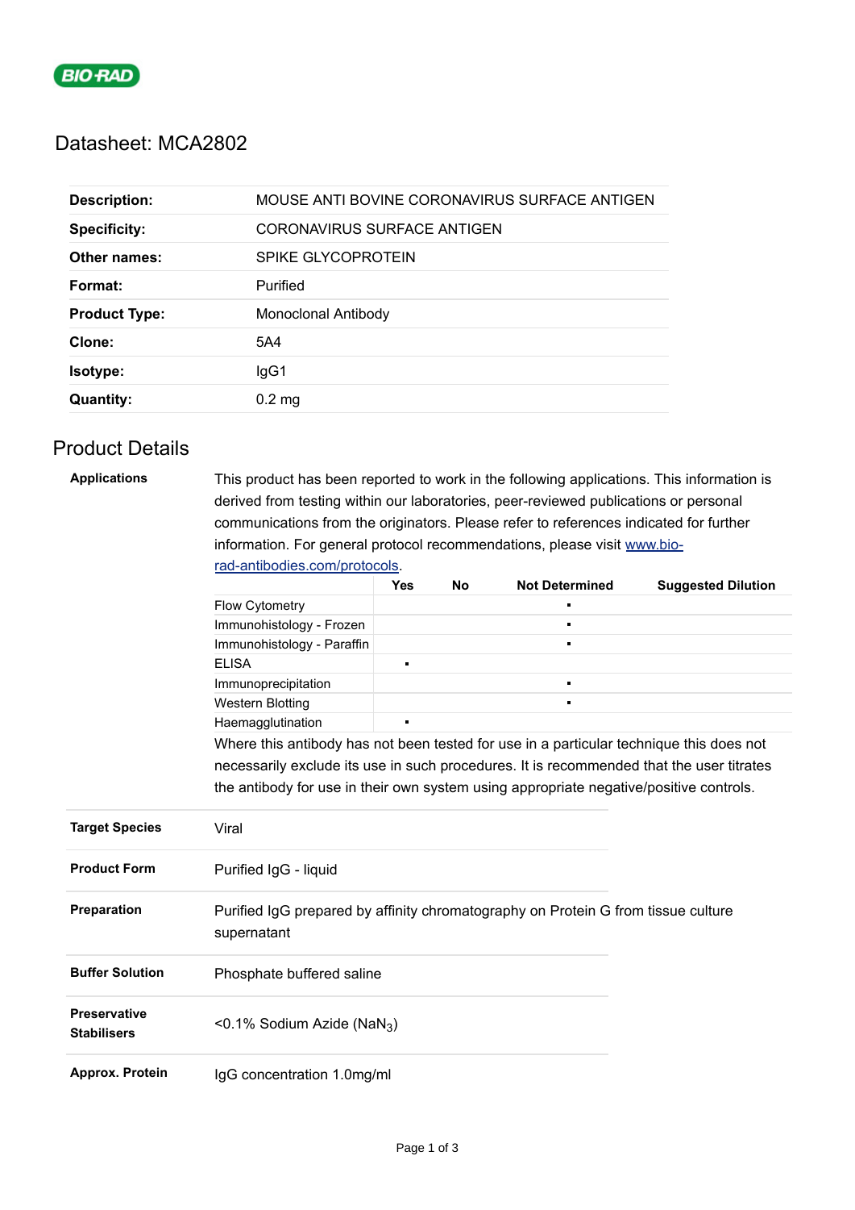BIO-RAD

# Datasheet: MCA2802

| | |
|---|---|
| **Description:** | MOUSE ANTI BOVINE CORONAVIRUS SURFACE ANTIGEN |
| **Specificity:** | CORONAVIRUS SURFACE ANTIGEN |
| **Other names:** | SPIKE GLYCOPROTEIN |
| **Format:** | Purified |
| **Product Type:** | Monoclonal Antibody |
| **Clone:** | 5A4 |
| **Isotype:** | IgG1 |
| **Quantity:** | 0.2 mg |

## Product Details

**Applications**

This product has been reported to work in the following applications. This information is derived from testing within our laboratories, peer-reviewed publications or personal communications from the originators. Please refer to references indicated for further information. For general protocol recommendations, please visit [www.bio-rad-antibodies.com/protocols](www.bio-rad-antibodies.com/protocols).

| | Yes | No | Not Determined | Suggested Dilution |
|---|---|---|---|---|
| Flow Cytometry | | | ▪ | |
| Immunohistology - Frozen | | | ▪ | |
| Immunohistology - Paraffin | | | ▪ | |
| ELISA | ▪ | | | |
| Immunoprecipitation | | | ▪ | |
| Western Blotting | | | ▪ | |
| Haemagglutination | ▪ | | | |

Where this antibody has not been tested for use in a particular technique this does not necessarily exclude its use in such procedures. It is recommended that the user titrates the antibody for use in their own system using appropriate negative/positive controls.

| | |
|---|---|
| **Target Species** | Viral |
| **Product Form** | Purified IgG - liquid |
| **Preparation** | Purified IgG prepared by affinity chromatography on Protein G from tissue culture supernatant |
| **Buffer Solution** | Phosphate buffered saline |
| **Preservative Stabilisers** | <0.1% Sodium Azide ($NaN_3$) |
| **Approx. Protein** | IgG concentration 1.0mg/ml |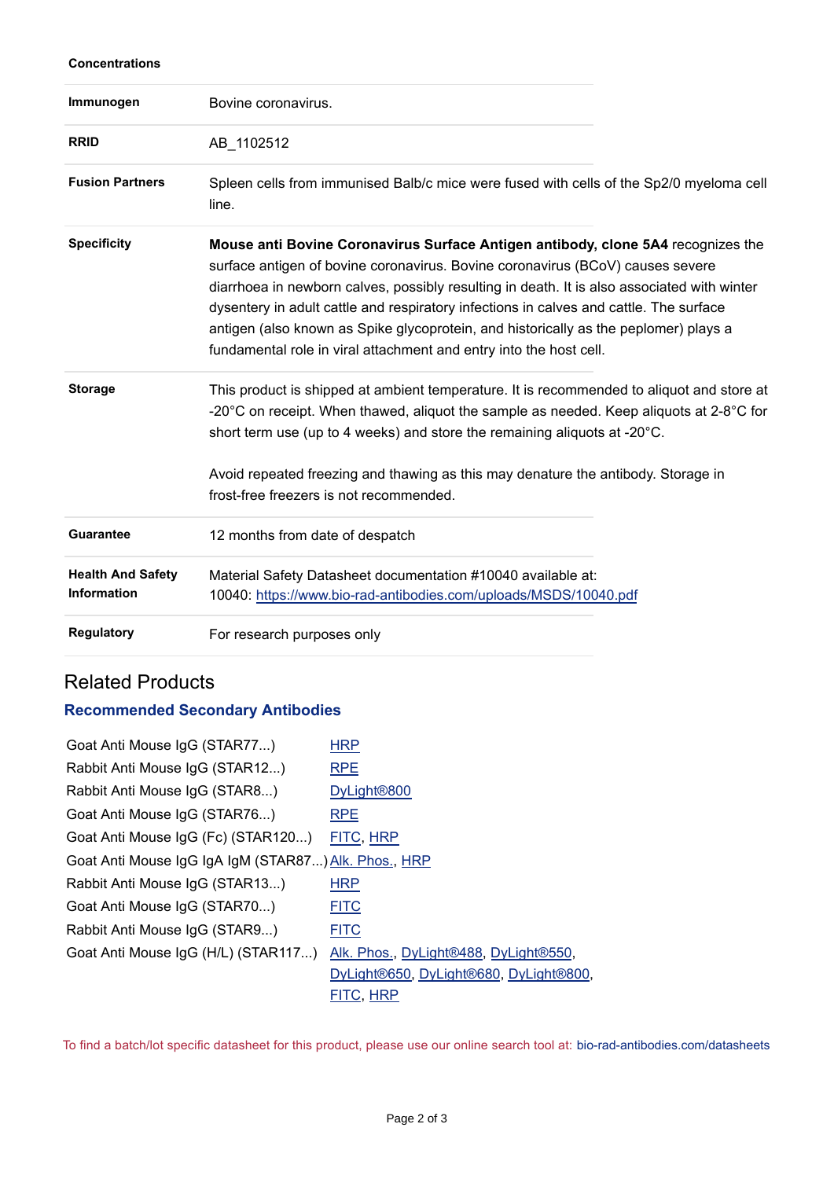**Concentrations**

| | |
|---|---|
| **Immunogen** | Bovine coronavirus. |
| **RRID** | AB_1102512 |
| **Fusion Partners** | Spleen cells from immunised Balb/c mice were fused with cells of the Sp2/0 myeloma cell line. |
| **Specificity** | **Mouse anti Bovine Coronavirus Surface Antigen antibody, clone 5A4** recognizes the surface antigen of bovine coronavirus. Bovine coronavirus (BCoV) causes severe diarrhoea in newborn calves, possibly resulting in death. It is also associated with winter dysentery in adult cattle and respiratory infections in calves and cattle. The surface antigen (also known as Spike glycoprotein, and historically as the peplomer) plays a fundamental role in viral attachment and entry into the host cell. |
| **Storage** | This product is shipped at ambient temperature. It is recommended to aliquot and store at -20°C on receipt. When thawed, aliquot the sample as needed. Keep aliquots at 2-8°C for short term use (up to 4 weeks) and store the remaining aliquots at -20°C.<br><br>Avoid repeated freezing and thawing as this may denature the antibody. Storage in frost-free freezers is not recommended. |
| **Guarantee** | 12 months from date of despatch |
| **Health And Safety Information** | Material Safety Datasheet documentation #10040 available at:<br>10040: https://www.bio-rad-antibodies.com/uploads/MSDS/10040.pdf |
| **Regulatory** | For research purposes only |

## Related Products

### Recommended Secondary Antibodies

| | |
|---|---|
| Goat Anti Mouse IgG (STAR77...) | HRP |
| Rabbit Anti Mouse IgG (STAR12...) | RPE |
| Rabbit Anti Mouse IgG (STAR8...) | DyLight®800 |
| Goat Anti Mouse IgG (STAR76...) | RPE |
| Goat Anti Mouse IgG (Fc) (STAR120...) | FITC, HRP |
| Goat Anti Mouse IgG IgA IgM (STAR87...) | Alk. Phos., HRP |
| Rabbit Anti Mouse IgG (STAR13...) | HRP |
| Goat Anti Mouse IgG (STAR70...) | FITC |
| Rabbit Anti Mouse IgG (STAR9...) | FITC |
| Goat Anti Mouse IgG (H/L) (STAR117...) | Alk. Phos., DyLight®488, DyLight®550, DyLight®650, DyLight®680, DyLight®800, FITC, HRP |

To find a batch/lot specific datasheet for this product, please use our online search tool at: bio-rad-antibodies.com/datasheets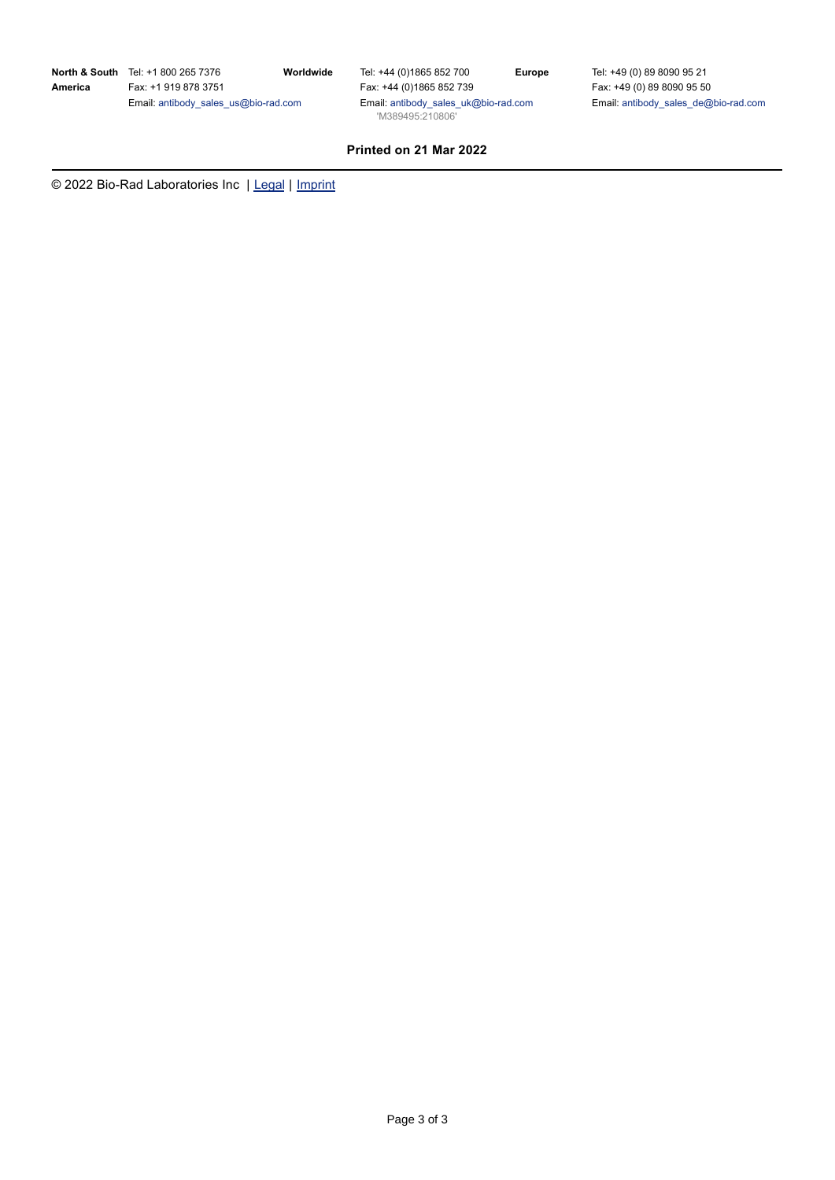| | | | | | |
|---|---|---|---|---|---|
| **North & South America** | Tel: +1 800 265 7376<br>Fax: +1 919 878 3751<br>Email: antibody_sales_us@bio-rad.com | **Worldwide** | Tel: +44 (0)1865 852 700<br>Fax: +44 (0)1865 852 739<br>Email: antibody_sales_uk@bio-rad.com | **Europe** | Tel: +49 (0) 89 8090 95 21<br>Fax: +49 (0) 89 8090 95 50<br>Email: antibody_sales_de@bio-rad.com |

'M389495:210806'

**Printed on 21 Mar 2022**

© 2022 Bio-Rad Laboratories Inc | Legal | Imprint